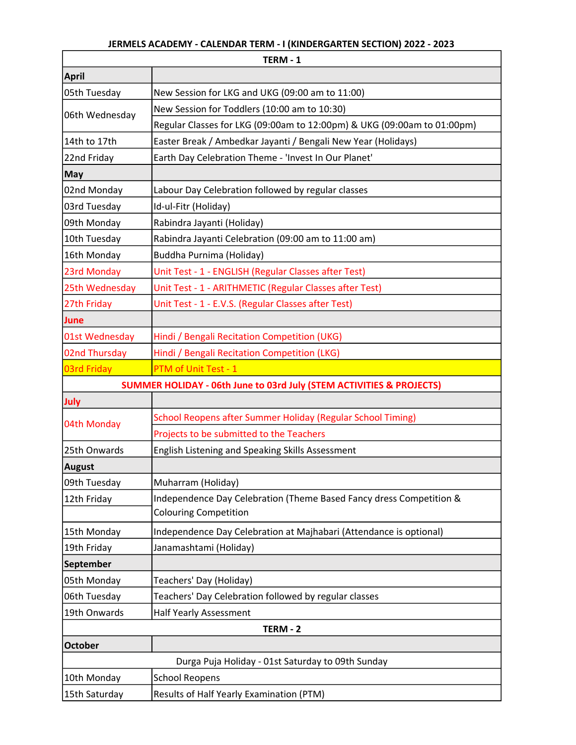# JERMELS ACADEMY - CALENDAR TERM - I (KINDERGARTEN SECTION) 2022 - 2023

| TERM - 1 | |
|---|---|
| **April** | |
| 05th Tuesday | New Session for LKG and UKG (09:00 am to 11:00) |
| 06th Wednesday | New Session for Toddlers (10:00 am to 10:30) |
| | Regular Classes for LKG (09:00am to 12:00pm) & UKG (09:00am to 01:00pm) |
| 14th to 17th | Easter Break / Ambedkar Jayanti / Bengali New Year (Holidays) |
| 22nd Friday | Earth Day Celebration Theme - 'Invest In Our Planet' |
| **May** | |
| 02nd Monday | Labour Day Celebration followed by regular classes |
| 03rd Tuesday | Id-ul-Fitr (Holiday) |
| 09th Monday | Rabindra Jayanti (Holiday) |
| 10th Tuesday | Rabindra Jayanti Celebration (09:00 am to 11:00 am) |
| 16th Monday | Buddha Purnima (Holiday) |
| 23rd Monday | Unit Test - 1 - ENGLISH (Regular Classes after Test) |
| 25th Wednesday | Unit Test - 1 - ARITHMETIC (Regular Classes after Test) |
| 27th Friday | Unit Test - 1 - E.V.S. (Regular Classes after Test) |
| **June** | |
| 01st Wednesday | Hindi / Bengali Recitation Competition (UKG) |
| 02nd Thursday | Hindi / Bengali Recitation Competition (LKG) |
| 03rd Friday | PTM of Unit Test - 1 |
| **SUMMER HOLIDAY - 06th June to 03rd July (STEM ACTIVITIES & PROJECTS)** | |
| **July** | |
| 04th Monday | School Reopens after Summer Holiday (Regular School Timing) |
| | Projects to be submitted to the Teachers |
| 25th Onwards | English Listening and Speaking Skills Assessment |
| **August** | |
| 09th Tuesday | Muharram (Holiday) |
| 12th Friday | Independence Day Celebration (Theme Based Fancy dress Competition & Colouring Competition |
| 15th Monday | Independence Day Celebration at Majhabari (Attendance is optional) |
| 19th Friday | Janamashtami (Holiday) |
| **September** | |
| 05th Monday | Teachers' Day (Holiday) |
| 06th Tuesday | Teachers' Day Celebration followed by regular classes |
| 19th Onwards | Half Yearly Assessment |
| **TERM - 2** | |
| **October** | |
| Durga Puja Holiday - 01st Saturday to 09th Sunday | |
| 10th Monday | School Reopens |
| 15th Saturday | Results of Half Yearly Examination (PTM) |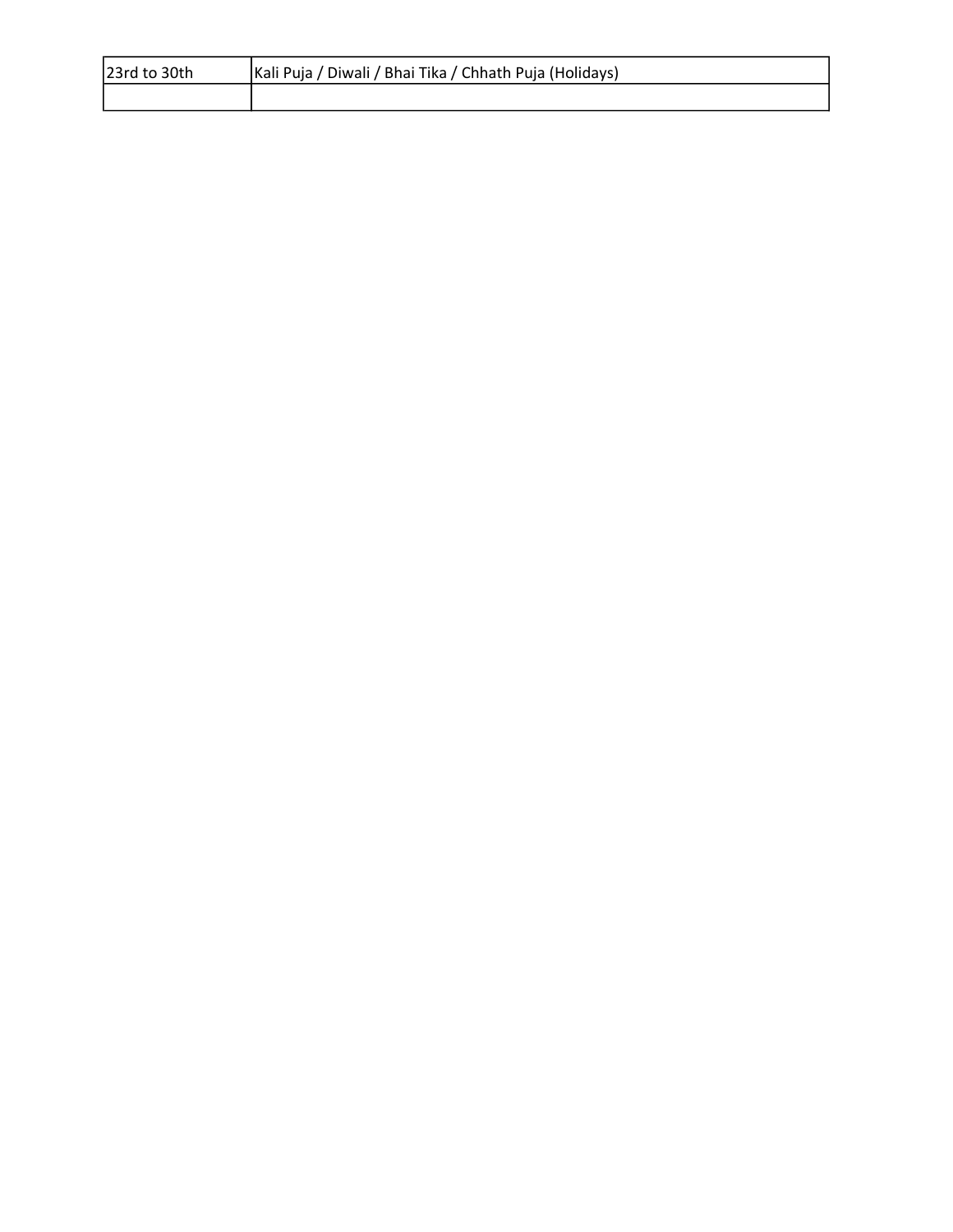| | |
|---|---|
| 23rd to 30th | Kali Puja / Diwali / Bhai Tika / Chhath Puja (Holidays) |
| | |